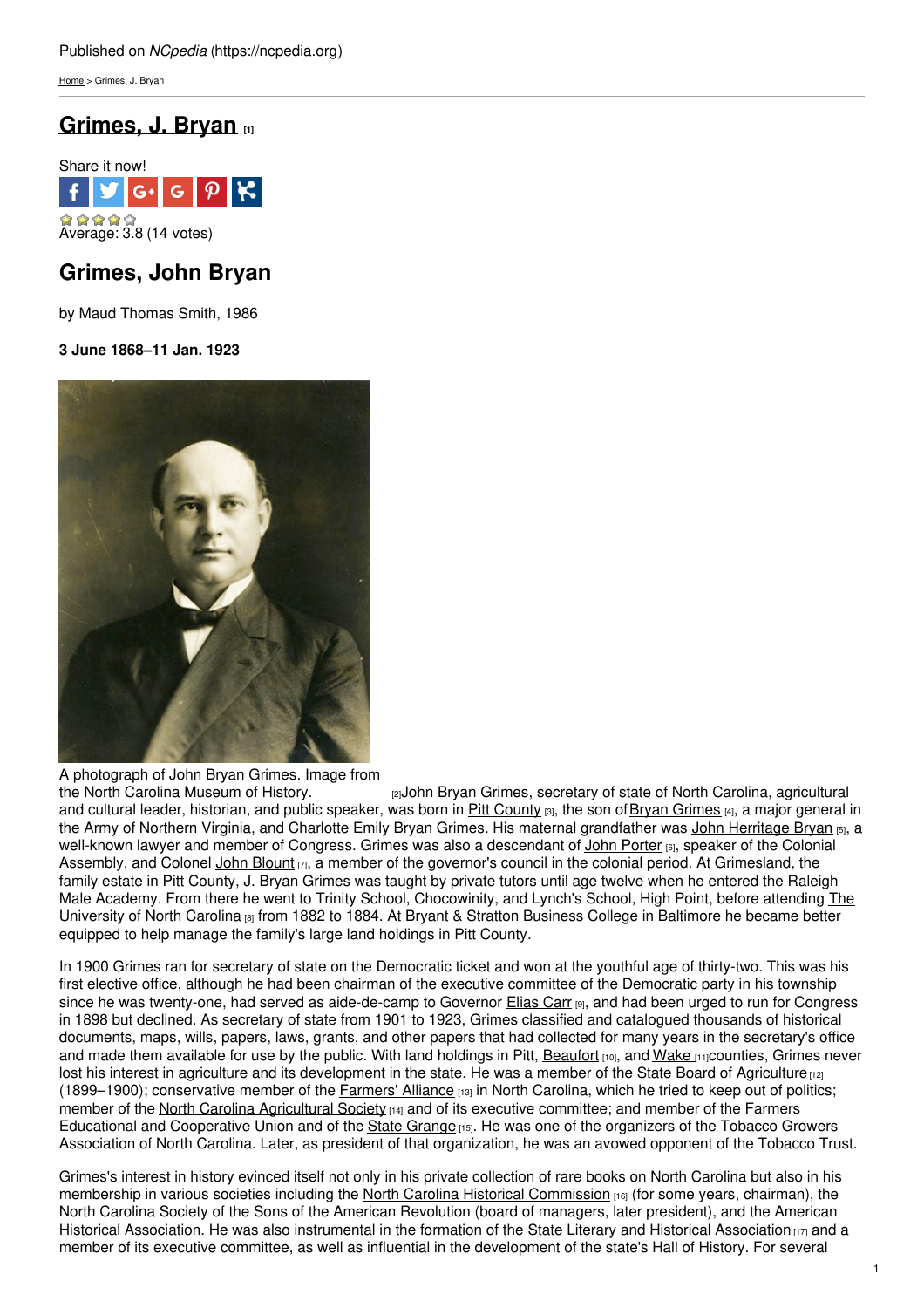Published on *NCpedia* (https://ncpedia.org)

Home > Grimes, J. Bryan

# Grimes, J. Bryan [1]

Share it now!

Average: 3.8 (14 votes)

## Grimes, John Bryan

by Maud Thomas Smith, 1986

**3 June 1868–11 Jan. 1923**

A photograph of John Bryan Grimes. Image from the North Carolina Museum of History. [2]

John Bryan Grimes, secretary of state of North Carolina, agricultural and cultural leader, historian, and public speaker, was born in Pitt County [3], the son of Bryan Grimes [4], a major general in the Army of Northern Virginia, and Charlotte Emily Bryan Grimes. His maternal grandfather was John Herritage Bryan [5], a well-known lawyer and member of Congress. Grimes was also a descendant of John Porter [6], speaker of the Colonial Assembly, and Colonel John Blount [7], a member of the governor's council in the colonial period. At Grimesland, the family estate in Pitt County, J. Bryan Grimes was taught by private tutors until age twelve when he entered the Raleigh Male Academy. From there he went to Trinity School, Chocowinity, and Lynch's School, High Point, before attending The University of North Carolina [8] from 1882 to 1884. At Bryant & Stratton Business College in Baltimore he became better equipped to help manage the family's large land holdings in Pitt County.

In 1900 Grimes ran for secretary of state on the Democratic ticket and won at the youthful age of thirty-two. This was his first elective office, although he had been chairman of the executive committee of the Democratic party in his township since he was twenty-one, had served as aide-de-camp to Governor Elias Carr [9], and had been urged to run for Congress in 1898 but declined. As secretary of state from 1901 to 1923, Grimes classified and catalogued thousands of historical documents, maps, wills, papers, laws, grants, and other papers that had collected for many years in the secretary's office and made them available for use by the public. With land holdings in Pitt, Beaufort [10], and Wake [11] counties, Grimes never lost his interest in agriculture and its development in the state. He was a member of the State Board of Agriculture [12] (1899–1900); conservative member of the Farmers' Alliance [13] in North Carolina, which he tried to keep out of politics; member of the North Carolina Agricultural Society [14] and of its executive committee; and member of the Farmers Educational and Cooperative Union and of the State Grange [15]. He was one of the organizers of the Tobacco Growers Association of North Carolina. Later, as president of that organization, he was an avowed opponent of the Tobacco Trust.

Grimes's interest in history evinced itself not only in his private collection of rare books on North Carolina but also in his membership in various societies including the North Carolina Historical Commission [16] (for some years, chairman), the North Carolina Society of the Sons of the American Revolution (board of managers, later president), and the American Historical Association. He was also instrumental in the formation of the State Literary and Historical Association [17] and a member of its executive committee, as well as influential in the development of the state's Hall of History. For several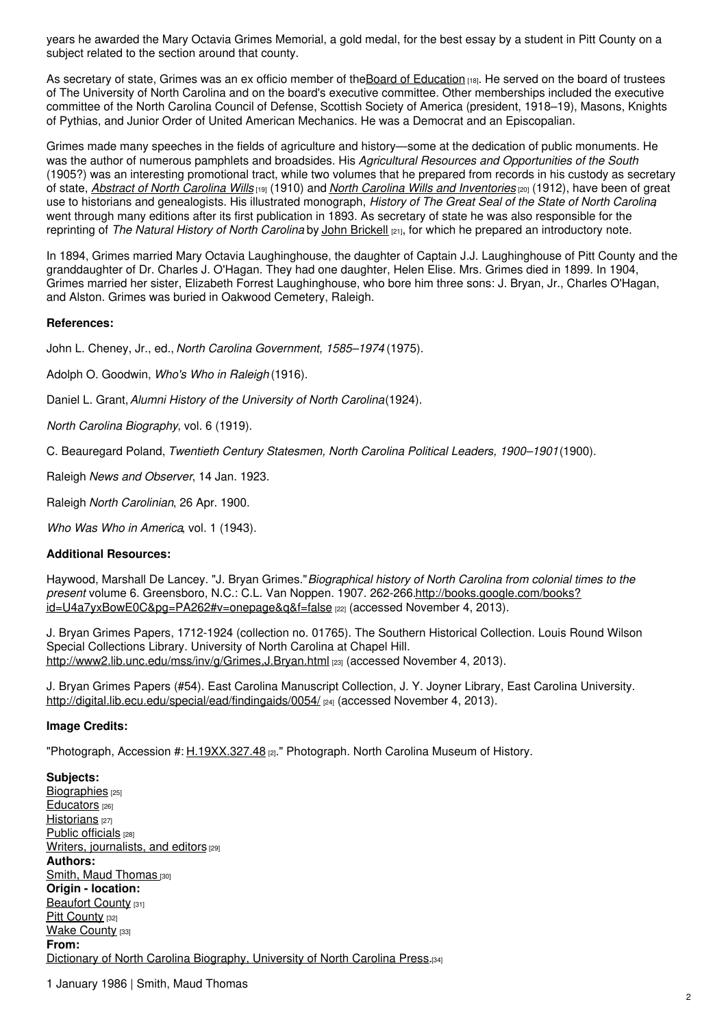years he awarded the Mary Octavia Grimes Memorial, a gold medal, for the best essay by a student in Pitt County on a subject related to the section around that county.

As secretary of state, Grimes was an ex officio member of the Board of Education [18]. He served on the board of trustees of The University of North Carolina and on the board's executive committee. Other memberships included the executive committee of the North Carolina Council of Defense, Scottish Society of America (president, 1918–19), Masons, Knights of Pythias, and Junior Order of United American Mechanics. He was a Democrat and an Episcopalian.

Grimes made many speeches in the fields of agriculture and history—some at the dedication of public monuments. He was the author of numerous pamphlets and broadsides. His *Agricultural Resources and Opportunities of the South* (1905?) was an interesting promotional tract, while two volumes that he prepared from records in his custody as secretary of state, *Abstract of North Carolina Wills* [19] (1910) and *North Carolina Wills and Inventories* [20] (1912), have been of great use to historians and genealogists. His illustrated monograph, *History of The Great Seal of the State of North Carolina*, went through many editions after its first publication in 1893. As secretary of state he was also responsible for the reprinting of *The Natural History of North Carolina* by John Brickell [21], for which he prepared an introductory note.

In 1894, Grimes married Mary Octavia Laughinghouse, the daughter of Captain J.J. Laughinghouse of Pitt County and the granddaughter of Dr. Charles J. O'Hagan. They had one daughter, Helen Elise. Mrs. Grimes died in 1899. In 1904, Grimes married her sister, Elizabeth Forrest Laughinghouse, who bore him three sons: J. Bryan, Jr., Charles O'Hagan, and Alston. Grimes was buried in Oakwood Cemetery, Raleigh.

**References:**

John L. Cheney, Jr., ed., *North Carolina Government, 1585–1974* (1975).

Adolph O. Goodwin, *Who's Who in Raleigh* (1916).

Daniel L. Grant, *Alumni History of the University of North Carolina* (1924).

*North Carolina Biography*, vol. 6 (1919).

C. Beauregard Poland, *Twentieth Century Statesmen, North Carolina Political Leaders, 1900–1901* (1900).

Raleigh *News and Observer*, 14 Jan. 1923.

Raleigh *North Carolinian*, 26 Apr. 1900.

*Who Was Who in America*, vol. 1 (1943).

**Additional Resources:**

Haywood, Marshall De Lancey. "J. Bryan Grimes." *Biographical history of North Carolina from colonial times to the present* volume 6. Greensboro, N.C.: C.L. Van Noppen. 1907. 262-266. http://books.google.com/books?id=U4a7yxBowE0C&pg=PA262#v=onepage&q&f=false [22] (accessed November 4, 2013).

J. Bryan Grimes Papers, 1712-1924 (collection no. 01765). The Southern Historical Collection. Louis Round Wilson Special Collections Library. University of North Carolina at Chapel Hill. http://www2.lib.unc.edu/mss/inv/g/Grimes,J.Bryan.html [23] (accessed November 4, 2013).

J. Bryan Grimes Papers (#54). East Carolina Manuscript Collection, J. Y. Joyner Library, East Carolina University. http://digital.lib.ecu.edu/special/ead/findingaids/0054/ [24] (accessed November 4, 2013).

**Image Credits:**

"Photograph, Accession #: H.19XX.327.48 [2]." Photograph. North Carolina Museum of History.

**Subjects:**
Biographies [25]
Educators [26]
Historians [27]
Public officials [28]
Writers, journalists, and editors [29]
**Authors:**
Smith, Maud Thomas [30]
**Origin - location:**
Beaufort County [31]
Pitt County [32]
Wake County [33]
**From:**
Dictionary of North Carolina Biography, University of North Carolina Press. [34]

1 January 1986 | Smith, Maud Thomas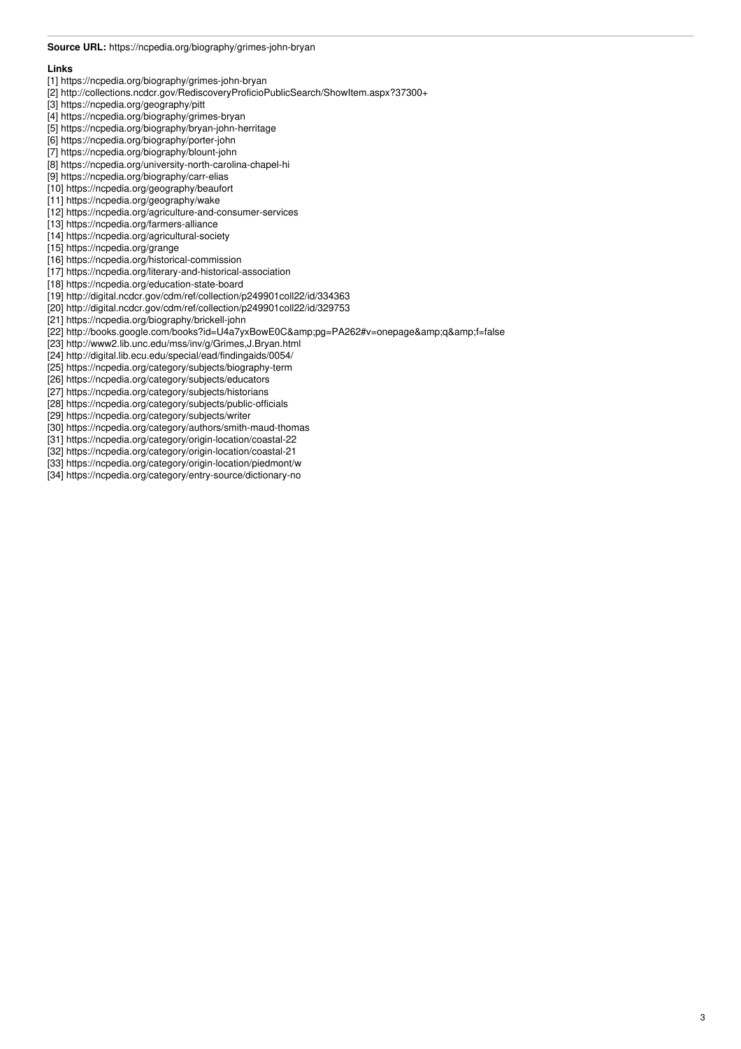**Source URL:** https://ncpedia.org/biography/grimes-john-bryan

**Links**

[1] https://ncpedia.org/biography/grimes-john-bryan
[2] http://collections.ncdcr.gov/RediscoveryProficioPublicSearch/ShowItem.aspx?37300+
[3] https://ncpedia.org/geography/pitt
[4] https://ncpedia.org/biography/grimes-bryan
[5] https://ncpedia.org/biography/bryan-john-herritage
[6] https://ncpedia.org/biography/porter-john
[7] https://ncpedia.org/biography/blount-john
[8] https://ncpedia.org/university-north-carolina-chapel-hi
[9] https://ncpedia.org/biography/carr-elias
[10] https://ncpedia.org/geography/beaufort
[11] https://ncpedia.org/geography/wake
[12] https://ncpedia.org/agriculture-and-consumer-services
[13] https://ncpedia.org/farmers-alliance
[14] https://ncpedia.org/agricultural-society
[15] https://ncpedia.org/grange
[16] https://ncpedia.org/historical-commission
[17] https://ncpedia.org/literary-and-historical-association
[18] https://ncpedia.org/education-state-board
[19] http://digital.ncdcr.gov/cdm/ref/collection/p249901coll22/id/334363
[20] http://digital.ncdcr.gov/cdm/ref/collection/p249901coll22/id/329753
[21] https://ncpedia.org/biography/brickell-john
[22] http://books.google.com/books?id=U4a7yxBowE0C&amp;pg=PA262#v=onepage&amp;q&amp;f=false
[23] http://www2.lib.unc.edu/mss/inv/g/Grimes,J.Bryan.html
[24] http://digital.lib.ecu.edu/special/ead/findingaids/0054/
[25] https://ncpedia.org/category/subjects/biography-term
[26] https://ncpedia.org/category/subjects/educators
[27] https://ncpedia.org/category/subjects/historians
[28] https://ncpedia.org/category/subjects/public-officials
[29] https://ncpedia.org/category/subjects/writer
[30] https://ncpedia.org/category/authors/smith-maud-thomas
[31] https://ncpedia.org/category/origin-location/coastal-22
[32] https://ncpedia.org/category/origin-location/coastal-21
[33] https://ncpedia.org/category/origin-location/piedmont/w
[34] https://ncpedia.org/category/entry-source/dictionary-no